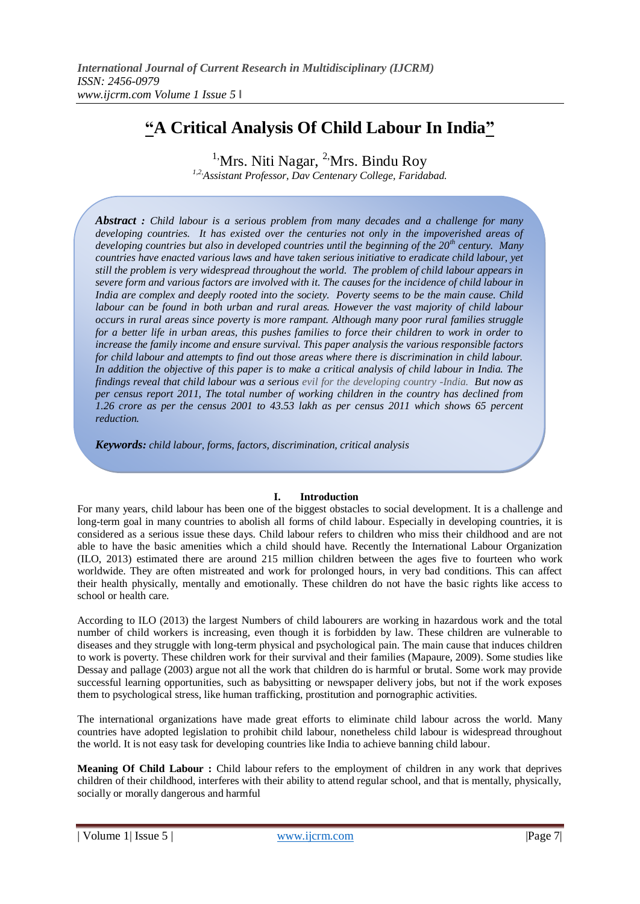# "A Critical Analysis Of Child Labour In India"

[1]Mrs. Niti Nagar, [2]Mrs. Bindu Roy

*[1,2]Assistant Professor, Dav Centenary College, Faridabad.*

***Abstract :*** *Child labour is a serious problem from many decades and a challenge for many developing countries. It has existed over the centuries not only in the impoverished areas of developing countries but also in developed countries until the beginning of the 20th century. Many countries have enacted various laws and have taken serious initiative to eradicate child labour, yet still the problem is very widespread throughout the world. The problem of child labour appears in severe form and various factors are involved with it. The causes for the incidence of child labour in India are complex and deeply rooted into the society. Poverty seems to be the main cause. Child labour can be found in both urban and rural areas. However the vast majority of child labour occurs in rural areas since poverty is more rampant. Although many poor rural families struggle for a better life in urban areas, this pushes families to force their children to work in order to increase the family income and ensure survival. This paper analysis the various responsible factors for child labour and attempts to find out those areas where there is discrimination in child labour. In addition the objective of this paper is to make a critical analysis of child labour in India. The findings reveal that child labour was a serious evil for the developing country -India. But now as per census report 2011, The total number of working children in the country has declined from 1.26 crore as per the census 2001 to 43.53 lakh as per census 2011 which shows 65 percent reduction.*

***Keywords:*** *child labour, forms, factors, discrimination, critical analysis*

## I. Introduction

For many years, child labour has been one of the biggest obstacles to social development. It is a challenge and long-term goal in many countries to abolish all forms of child labour. Especially in developing countries, it is considered as a serious issue these days. Child labour refers to children who miss their childhood and are not able to have the basic amenities which a child should have. Recently the International Labour Organization (ILO, 2013) estimated there are around 215 million children between the ages five to fourteen who work worldwide. They are often mistreated and work for prolonged hours, in very bad conditions. This can affect their health physically, mentally and emotionally. These children do not have the basic rights like access to school or health care.

According to ILO (2013) the largest Numbers of child labourers are working in hazardous work and the total number of child workers is increasing, even though it is forbidden by law. These children are vulnerable to diseases and they struggle with long-term physical and psychological pain. The main cause that induces children to work is poverty. These children work for their survival and their families (Mapaure, 2009). Some studies like Dessay and pallage (2003) argue not all the work that children do is harmful or brutal. Some work may provide successful learning opportunities, such as babysitting or newspaper delivery jobs, but not if the work exposes them to psychological stress, like human trafficking, prostitution and pornographic activities.

The international organizations have made great efforts to eliminate child labour across the world. Many countries have adopted legislation to prohibit child labour, nonetheless child labour is widespread throughout the world. It is not easy task for developing countries like India to achieve banning child labour.

**Meaning Of Child Labour :** Child labour refers to the employment of children in any work that deprives children of their childhood, interferes with their ability to attend regular school, and that is mentally, physically, socially or morally dangerous and harmful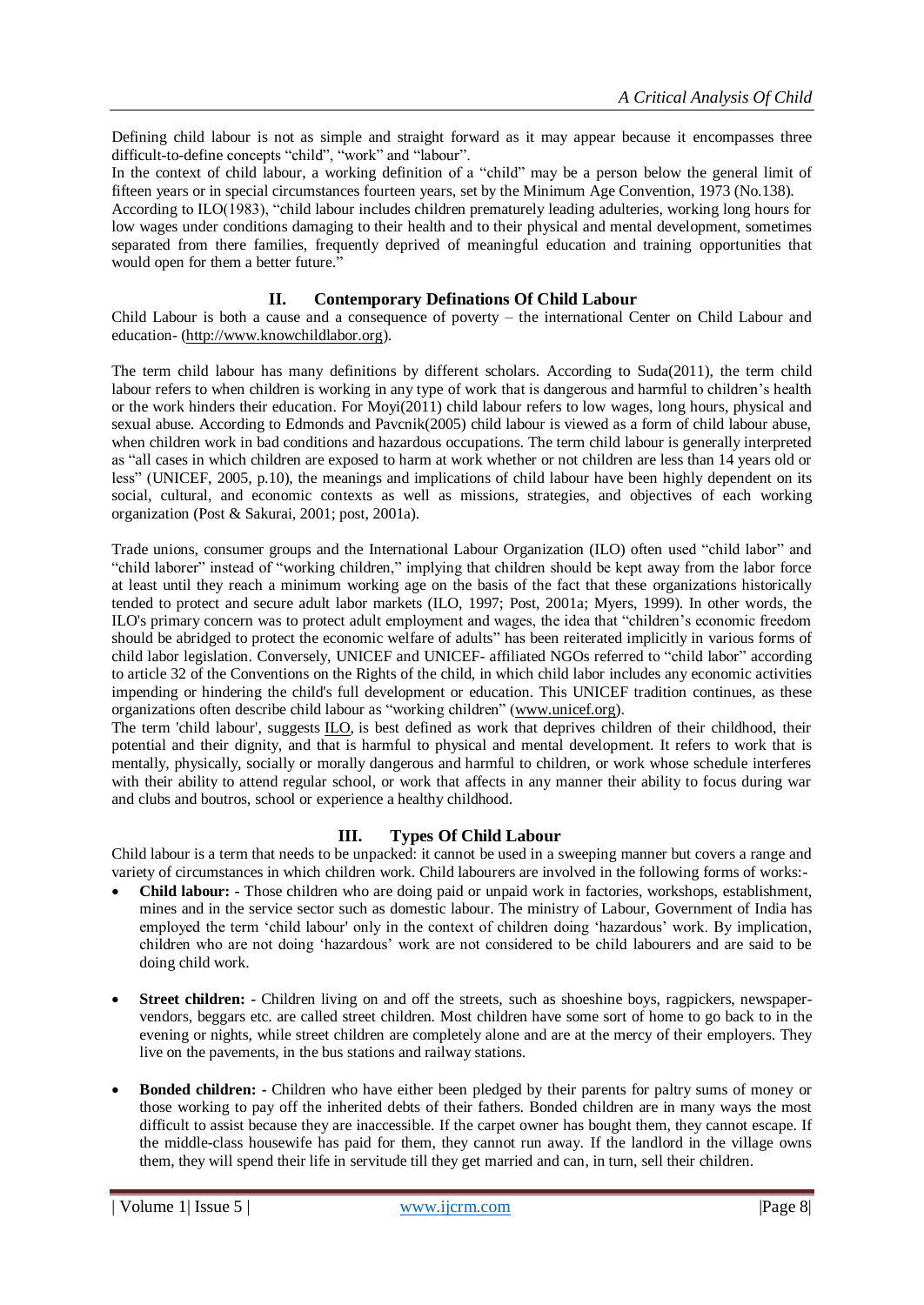Defining child labour is not as simple and straight forward as it may appear because it encompasses three difficult-to-define concepts "child", "work" and "labour".

In the context of child labour, a working definition of a "child" may be a person below the general limit of fifteen years or in special circumstances fourteen years, set by the Minimum Age Convention, 1973 (No.138).

According to ILO(1983), "child labour includes children prematurely leading adulteries, working long hours for low wages under conditions damaging to their health and to their physical and mental development, sometimes separated from there families, frequently deprived of meaningful education and training opportunities that would open for them a better future."

## II. Contemporary Definations Of Child Labour

Child Labour is both a cause and a consequence of poverty – the international Center on Child Labour and education- (http://www.knowchildlabor.org).

The term child labour has many definitions by different scholars. According to Suda(2011), the term child labour refers to when children is working in any type of work that is dangerous and harmful to children's health or the work hinders their education. For Moyi(2011) child labour refers to low wages, long hours, physical and sexual abuse. According to Edmonds and Pavcnik(2005) child labour is viewed as a form of child labour abuse, when children work in bad conditions and hazardous occupations. The term child labour is generally interpreted as "all cases in which children are exposed to harm at work whether or not children are less than 14 years old or less" (UNICEF, 2005, p.10), the meanings and implications of child labour have been highly dependent on its social, cultural, and economic contexts as well as missions, strategies, and objectives of each working organization (Post & Sakurai, 2001; post, 2001a).

Trade unions, consumer groups and the International Labour Organization (ILO) often used "child labor" and "child laborer" instead of "working children," implying that children should be kept away from the labor force at least until they reach a minimum working age on the basis of the fact that these organizations historically tended to protect and secure adult labor markets (ILO, 1997; Post, 2001a; Myers, 1999). In other words, the ILO's primary concern was to protect adult employment and wages, the idea that "children's economic freedom should be abridged to protect the economic welfare of adults" has been reiterated implicitly in various forms of child labor legislation. Conversely, UNICEF and UNICEF- affiliated NGOs referred to "child labor" according to article 32 of the Conventions on the Rights of the child, in which child labor includes any economic activities impending or hindering the child's full development or education. This UNICEF tradition continues, as these organizations often describe child labour as "working children" (www.unicef.org).

The term 'child labour', suggests ILO, is best defined as work that deprives children of their childhood, their potential and their dignity, and that is harmful to physical and mental development. It refers to work that is mentally, physically, socially or morally dangerous and harmful to children, or work whose schedule interferes with their ability to attend regular school, or work that affects in any manner their ability to focus during war and clubs and boutros, school or experience a healthy childhood.

## III. Types Of Child Labour

Child labour is a term that needs to be unpacked: it cannot be used in a sweeping manner but covers a range and variety of circumstances in which children work. Child labourers are involved in the following forms of works:-

- **Child labour: -** Those children who are doing paid or unpaid work in factories, workshops, establishment, mines and in the service sector such as domestic labour. The ministry of Labour, Government of India has employed the term 'child labour' only in the context of children doing 'hazardous' work. By implication, children who are not doing 'hazardous' work are not considered to be child labourers and are said to be doing child work.

- **Street children: -** Children living on and off the streets, such as shoeshine boys, ragpickers, newspaper-vendors, beggars etc. are called street children. Most children have some sort of home to go back to in the evening or nights, while street children are completely alone and are at the mercy of their employers. They live on the pavements, in the bus stations and railway stations.

- **Bonded children: -** Children who have either been pledged by their parents for paltry sums of money or those working to pay off the inherited debts of their fathers. Bonded children are in many ways the most difficult to assist because they are inaccessible. If the carpet owner has bought them, they cannot escape. If the middle-class housewife has paid for them, they cannot run away. If the landlord in the village owns them, they will spend their life in servitude till they get married and can, in turn, sell their children.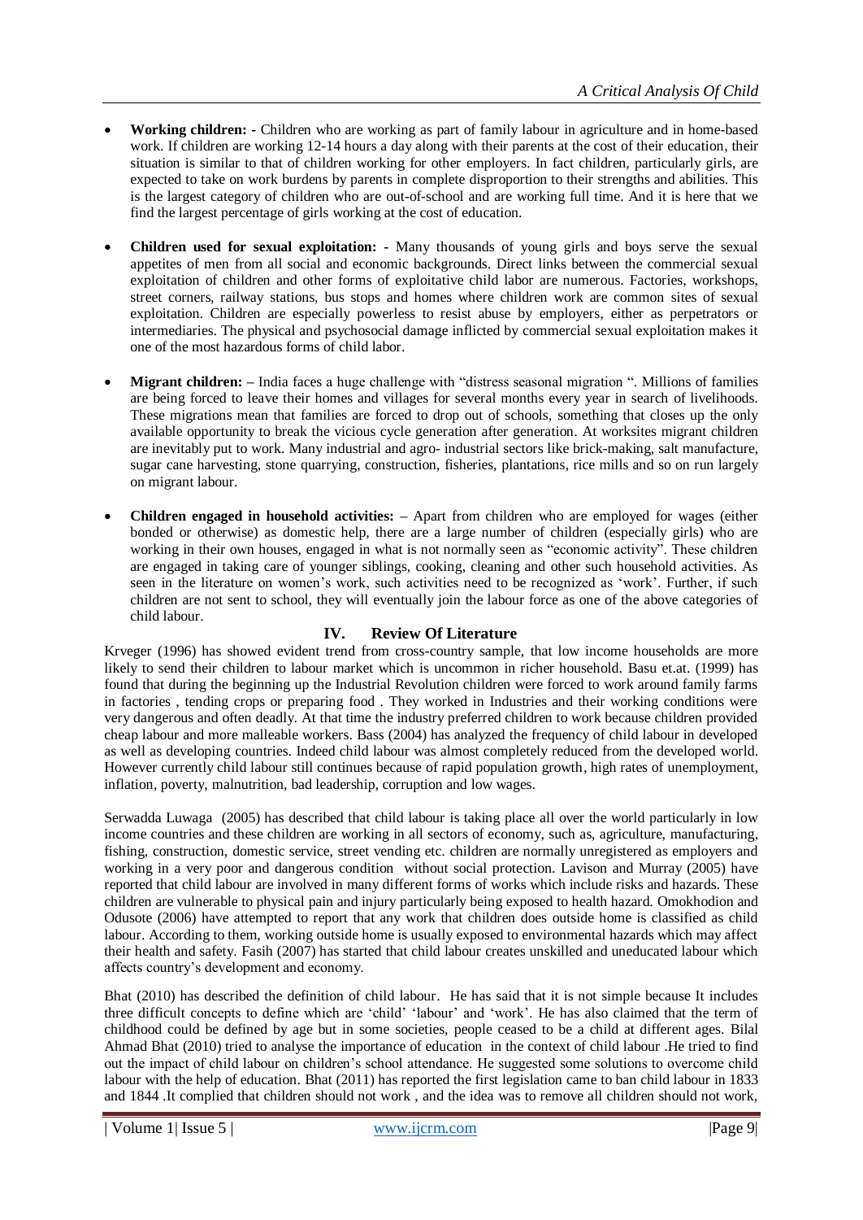- **Working children: -** Children who are working as part of family labour in agriculture and in home-based work. If children are working 12-14 hours a day along with their parents at the cost of their education, their situation is similar to that of children working for other employers. In fact children, particularly girls, are expected to take on work burdens by parents in complete disproportion to their strengths and abilities. This is the largest category of children who are out-of-school and are working full time. And it is here that we find the largest percentage of girls working at the cost of education.

- **Children used for sexual exploitation: -** Many thousands of young girls and boys serve the sexual appetites of men from all social and economic backgrounds. Direct links between the commercial sexual exploitation of children and other forms of exploitative child labor are numerous. Factories, workshops, street corners, railway stations, bus stops and homes where children work are common sites of sexual exploitation. Children are especially powerless to resist abuse by employers, either as perpetrators or intermediaries. The physical and psychosocial damage inflicted by commercial sexual exploitation makes it one of the most hazardous forms of child labor.

- **Migrant children: –** India faces a huge challenge with "distress seasonal migration ". Millions of families are being forced to leave their homes and villages for several months every year in search of livelihoods. These migrations mean that families are forced to drop out of schools, something that closes up the only available opportunity to break the vicious cycle generation after generation. At worksites migrant children are inevitably put to work. Many industrial and agro- industrial sectors like brick-making, salt manufacture, sugar cane harvesting, stone quarrying, construction, fisheries, plantations, rice mills and so on run largely on migrant labour.

- **Children engaged in household activities: –** Apart from children who are employed for wages (either bonded or otherwise) as domestic help, there are a large number of children (especially girls) who are working in their own houses, engaged in what is not normally seen as "economic activity". These children are engaged in taking care of younger siblings, cooking, cleaning and other such household activities. As seen in the literature on women's work, such activities need to be recognized as 'work'. Further, if such children are not sent to school, they will eventually join the labour force as one of the above categories of child labour.

## IV. Review Of Literature

Krveger (1996) has showed evident trend from cross-country sample, that low income households are more likely to send their children to labour market which is uncommon in richer household. Basu et.at. (1999) has found that during the beginning up the Industrial Revolution children were forced to work around family farms in factories , tending crops or preparing food . They worked in Industries and their working conditions were very dangerous and often deadly. At that time the industry preferred children to work because children provided cheap labour and more malleable workers. Bass (2004) has analyzed the frequency of child labour in developed as well as developing countries. Indeed child labour was almost completely reduced from the developed world. However currently child labour still continues because of rapid population growth, high rates of unemployment, inflation, poverty, malnutrition, bad leadership, corruption and low wages.

Serwadda Luwaga (2005) has described that child labour is taking place all over the world particularly in low income countries and these children are working in all sectors of economy, such as, agriculture, manufacturing, fishing, construction, domestic service, street vending etc. children are normally unregistered as employers and working in a very poor and dangerous condition without social protection. Lavison and Murray (2005) have reported that child labour are involved in many different forms of works which include risks and hazards. These children are vulnerable to physical pain and injury particularly being exposed to health hazard. Omokhodion and Odusote (2006) have attempted to report that any work that children does outside home is classified as child labour. According to them, working outside home is usually exposed to environmental hazards which may affect their health and safety. Fasih (2007) has started that child labour creates unskilled and uneducated labour which affects country's development and economy.

Bhat (2010) has described the definition of child labour. He has said that it is not simple because It includes three difficult concepts to define which are 'child' 'labour' and 'work'. He has also claimed that the term of childhood could be defined by age but in some societies, people ceased to be a child at different ages. Bilal Ahmad Bhat (2010) tried to analyse the importance of education in the context of child labour .He tried to find out the impact of child labour on children's school attendance. He suggested some solutions to overcome child labour with the help of education. Bhat (2011) has reported the first legislation came to ban child labour in 1833 and 1844 .It complied that children should not work , and the idea was to remove all children should not work,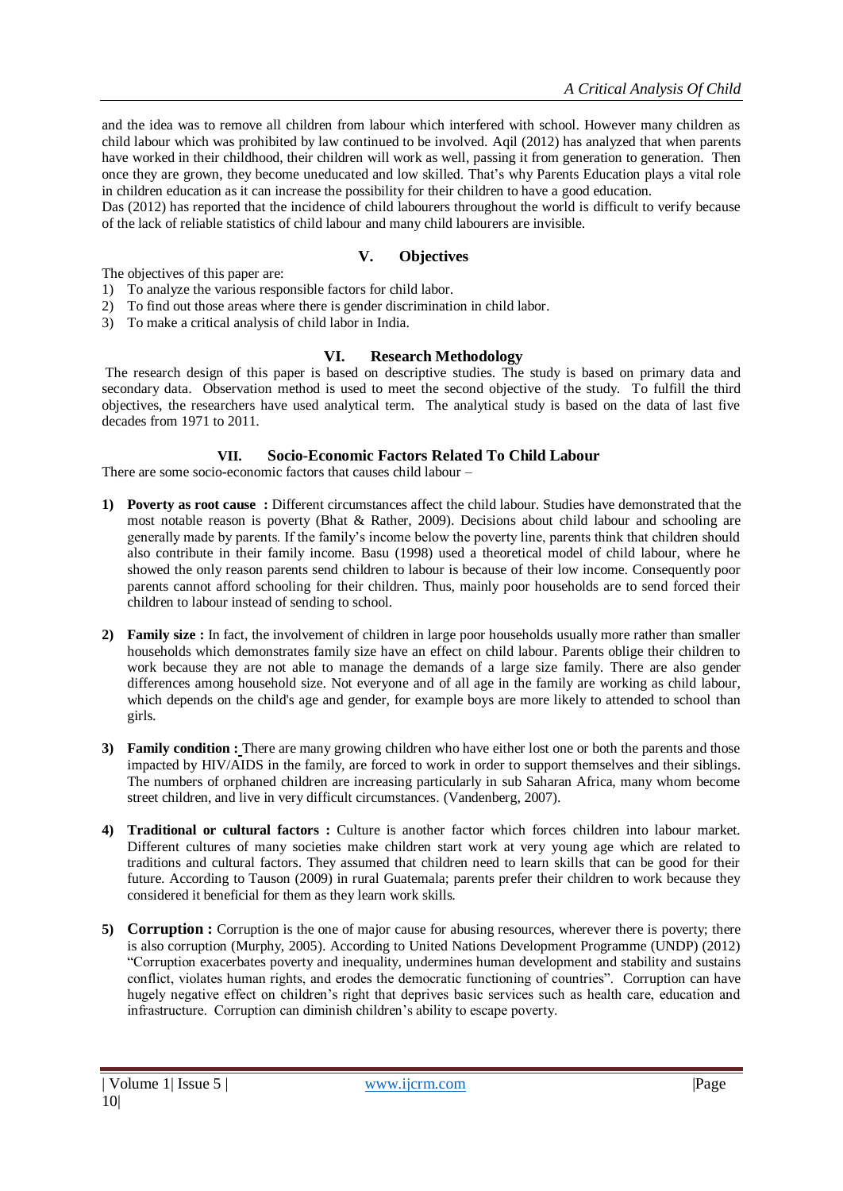and the idea was to remove all children from labour which interfered with school. However many children as child labour which was prohibited by law continued to be involved. Aqil (2012) has analyzed that when parents have worked in their childhood, their children will work as well, passing it from generation to generation. Then once they are grown, they become uneducated and low skilled. That's why Parents Education plays a vital role in children education as it can increase the possibility for their children to have a good education.

Das (2012) has reported that the incidence of child labourers throughout the world is difficult to verify because of the lack of reliable statistics of child labour and many child labourers are invisible.

## V. Objectives

The objectives of this paper are:

1) To analyze the various responsible factors for child labor.
2) To find out those areas where there is gender discrimination in child labor.
3) To make a critical analysis of child labor in India.

## VI. Research Methodology

The research design of this paper is based on descriptive studies. The study is based on primary data and secondary data. Observation method is used to meet the second objective of the study. To fulfill the third objectives, the researchers have used analytical term. The analytical study is based on the data of last five decades from 1971 to 2011.

## VII. Socio-Economic Factors Related To Child Labour

There are some socio-economic factors that causes child labour –

1) **Poverty as root cause :** Different circumstances affect the child labour. Studies have demonstrated that the most notable reason is poverty (Bhat & Rather, 2009). Decisions about child labour and schooling are generally made by parents. If the family's income below the poverty line, parents think that children should also contribute in their family income. Basu (1998) used a theoretical model of child labour, where he showed the only reason parents send children to labour is because of their low income. Consequently poor parents cannot afford schooling for their children. Thus, mainly poor households are to send forced their children to labour instead of sending to school.

2) **Family size :** In fact, the involvement of children in large poor households usually more rather than smaller households which demonstrates family size have an effect on child labour. Parents oblige their children to work because they are not able to manage the demands of a large size family. There are also gender differences among household size. Not everyone and of all age in the family are working as child labour, which depends on the child's age and gender, for example boys are more likely to attended to school than girls.

3) **Family condition :** There are many growing children who have either lost one or both the parents and those impacted by HIV/AIDS in the family, are forced to work in order to support themselves and their siblings. The numbers of orphaned children are increasing particularly in sub Saharan Africa, many whom become street children, and live in very difficult circumstances. (Vandenberg, 2007).

4) **Traditional or cultural factors :** Culture is another factor which forces children into labour market. Different cultures of many societies make children start work at very young age which are related to traditions and cultural factors. They assumed that children need to learn skills that can be good for their future. According to Tauson (2009) in rural Guatemala; parents prefer their children to work because they considered it beneficial for them as they learn work skills.

5) **Corruption :** Corruption is the one of major cause for abusing resources, wherever there is poverty; there is also corruption (Murphy, 2005). According to United Nations Development Programme (UNDP) (2012) "Corruption exacerbates poverty and inequality, undermines human development and stability and sustains conflict, violates human rights, and erodes the democratic functioning of countries". Corruption can have hugely negative effect on children's right that deprives basic services such as health care, education and infrastructure. Corruption can diminish children's ability to escape poverty.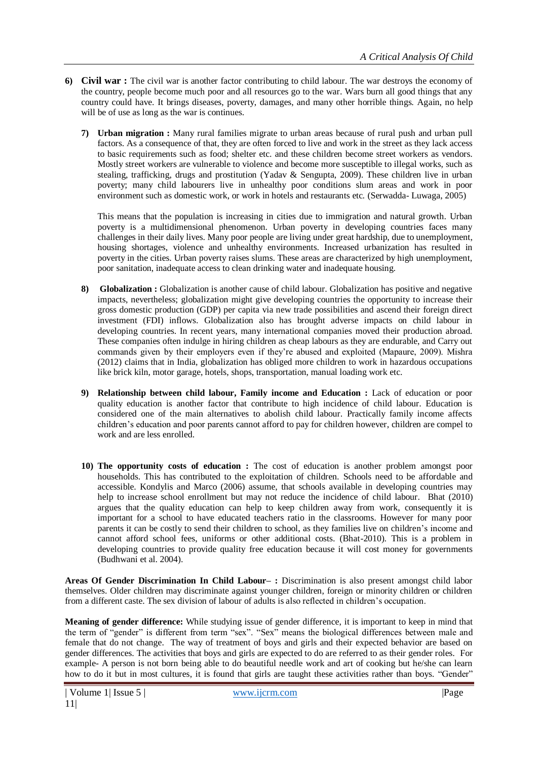6) **Civil war :** The civil war is another factor contributing to child labour. The war destroys the economy of the country, people become much poor and all resources go to the war. Wars burn all good things that any country could have. It brings diseases, poverty, damages, and many other horrible things. Again, no help will be of use as long as the war is continues.

7) **Urban migration :** Many rural families migrate to urban areas because of rural push and urban pull factors. As a consequence of that, they are often forced to live and work in the street as they lack access to basic requirements such as food; shelter etc. and these children become street workers as vendors. Mostly street workers are vulnerable to violence and become more susceptible to illegal works, such as stealing, trafficking, drugs and prostitution (Yadav & Sengupta, 2009). These children live in urban poverty; many child labourers live in unhealthy poor conditions slum areas and work in poor environment such as domestic work, or work in hotels and restaurants etc. (Serwadda- Luwaga, 2005)

This means that the population is increasing in cities due to immigration and natural growth. Urban poverty is a multidimensional phenomenon. Urban poverty in developing countries faces many challenges in their daily lives. Many poor people are living under great hardship, due to unemployment, housing shortages, violence and unhealthy environments. Increased urbanization has resulted in poverty in the cities. Urban poverty raises slums. These areas are characterized by high unemployment, poor sanitation, inadequate access to clean drinking water and inadequate housing.

8) **Globalization :** Globalization is another cause of child labour. Globalization has positive and negative impacts, nevertheless; globalization might give developing countries the opportunity to increase their gross domestic production (GDP) per capita via new trade possibilities and ascend their foreign direct investment (FDI) inflows. Globalization also has brought adverse impacts on child labour in developing countries. In recent years, many international companies moved their production abroad. These companies often indulge in hiring children as cheap labours as they are endurable, and Carry out commands given by their employers even if they're abused and exploited (Mapaure, 2009). Mishra (2012) claims that in India, globalization has obliged more children to work in hazardous occupations like brick kiln, motor garage, hotels, shops, transportation, manual loading work etc.

9) **Relationship between child labour, Family income and Education :** Lack of education or poor quality education is another factor that contribute to high incidence of child labour. Education is considered one of the main alternatives to abolish child labour. Practically family income affects children's education and poor parents cannot afford to pay for children however, children are compel to work and are less enrolled.

10) **The opportunity costs of education :** The cost of education is another problem amongst poor households. This has contributed to the exploitation of children. Schools need to be affordable and accessible. Kondylis and Marco (2006) assume, that schools available in developing countries may help to increase school enrollment but may not reduce the incidence of child labour. Bhat (2010) argues that the quality education can help to keep children away from work, consequently it is important for a school to have educated teachers ratio in the classrooms. However for many poor parents it can be costly to send their children to school, as they families live on children's income and cannot afford school fees, uniforms or other additional costs. (Bhat-2010). This is a problem in developing countries to provide quality free education because it will cost money for governments (Budhwani et al. 2004).

**Areas Of Gender Discrimination In Child Labour– :** Discrimination is also present amongst child labor themselves. Older children may discriminate against younger children, foreign or minority children or children from a different caste. The sex division of labour of adults is also reflected in children's occupation.

**Meaning of gender difference:** While studying issue of gender difference, it is important to keep in mind that the term of "gender" is different from term "sex". "Sex" means the biological differences between male and female that do not change. The way of treatment of boys and girls and their expected behavior are based on gender differences. The activities that boys and girls are expected to do are referred to as their gender roles. For example- A person is not born being able to do beautiful needle work and art of cooking but he/she can learn how to do it but in most cultures, it is found that girls are taught these activities rather than boys. "Gender"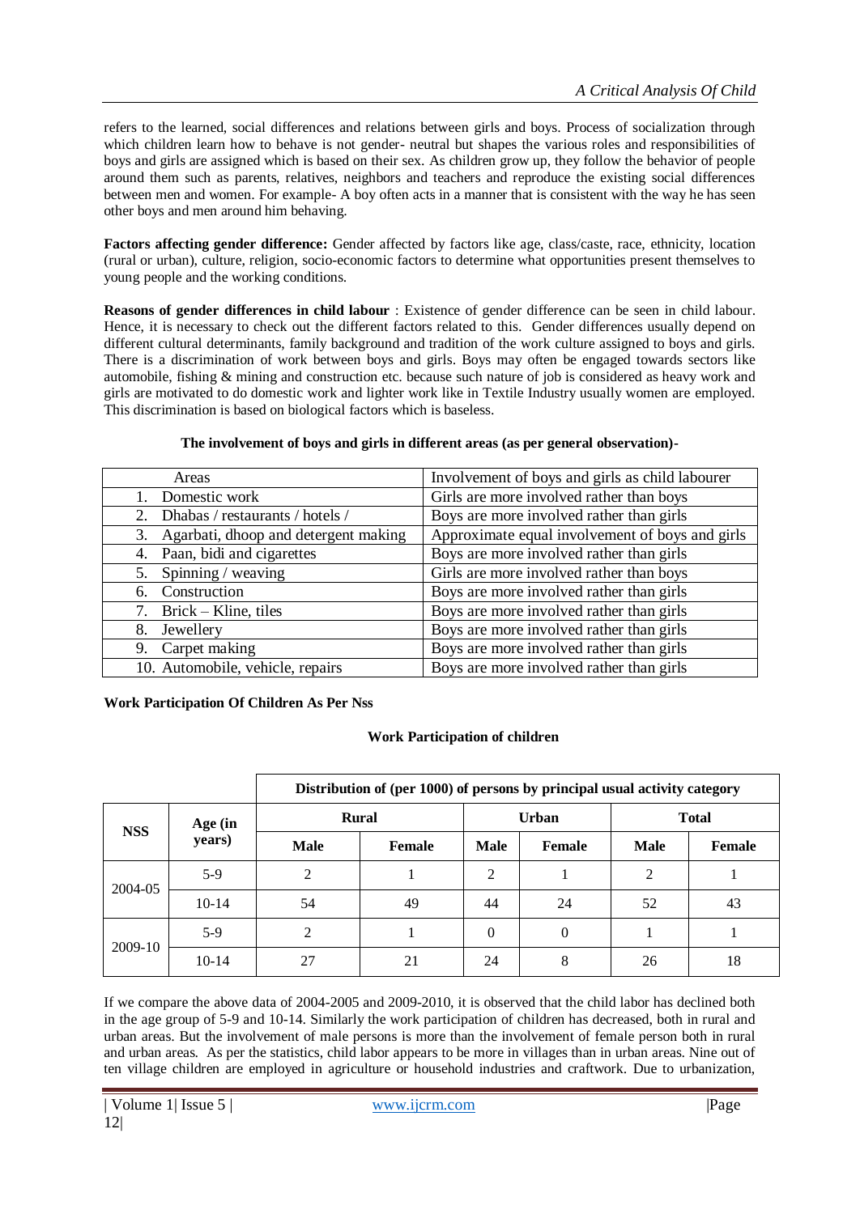refers to the learned, social differences and relations between girls and boys. Process of socialization through which children learn how to behave is not gender- neutral but shapes the various roles and responsibilities of boys and girls are assigned which is based on their sex. As children grow up, they follow the behavior of people around them such as parents, relatives, neighbors and teachers and reproduce the existing social differences between men and women. For example- A boy often acts in a manner that is consistent with the way he has seen other boys and men around him behaving.

**Factors affecting gender difference:** Gender affected by factors like age, class/caste, race, ethnicity, location (rural or urban), culture, religion, socio-economic factors to determine what opportunities present themselves to young people and the working conditions.

**Reasons of gender differences in child labour** : Existence of gender difference can be seen in child labour. Hence, it is necessary to check out the different factors related to this. Gender differences usually depend on different cultural determinants, family background and tradition of the work culture assigned to boys and girls. There is a discrimination of work between boys and girls. Boys may often be engaged towards sectors like automobile, fishing & mining and construction etc. because such nature of job is considered as heavy work and girls are motivated to do domestic work and lighter work like in Textile Industry usually women are employed. This discrimination is based on biological factors which is baseless.

**The involvement of boys and girls in different areas (as per general observation)-**

| Areas | Involvement of boys and girls as child labourer |
|---|---|
| 1. Domestic work | Girls are more involved rather than boys |
| 2. Dhabas / restaurants / hotels / | Boys are more involved rather than girls |
| 3. Agarbati, dhoop and detergent making | Approximate equal involvement of boys and girls |
| 4. Paan, bidi and cigarettes | Boys are more involved rather than girls |
| 5. Spinning / weaving | Girls are more involved rather than boys |
| 6. Construction | Boys are more involved rather than girls |
| 7. Brick – Kline, tiles | Boys are more involved rather than girls |
| 8. Jewellery | Boys are more involved rather than girls |
| 9. Carpet making | Boys are more involved rather than girls |
| 10. Automobile, vehicle, repairs | Boys are more involved rather than girls |

**Work Participation Of Children As Per Nss**

**Work Participation of children**

| | | Distribution of (per 1000) of persons by principal usual activity category | | | | | |
|---|---|---|---|---|---|---|---|
| **NSS** | **Age (in years)** | **Rural** | | **Urban** | | **Total** | |
| | | **Male** | **Female** | **Male** | **Female** | **Male** | **Female** |
| 2004-05 | 5-9 | 2 | 1 | 2 | 1 | 2 | 1 |
| | 10-14 | 54 | 49 | 44 | 24 | 52 | 43 |
| 2009-10 | 5-9 | 2 | 1 | 0 | 0 | 1 | 1 |
| | 10-14 | 27 | 21 | 24 | 8 | 26 | 18 |

If we compare the above data of 2004-2005 and 2009-2010, it is observed that the child labor has declined both in the age group of 5-9 and 10-14. Similarly the work participation of children has decreased, both in rural and urban areas. But the involvement of male persons is more than the involvement of female person both in rural and urban areas. As per the statistics, child labor appears to be more in villages than in urban areas. Nine out of ten village children are employed in agriculture or household industries and craftwork. Due to urbanization,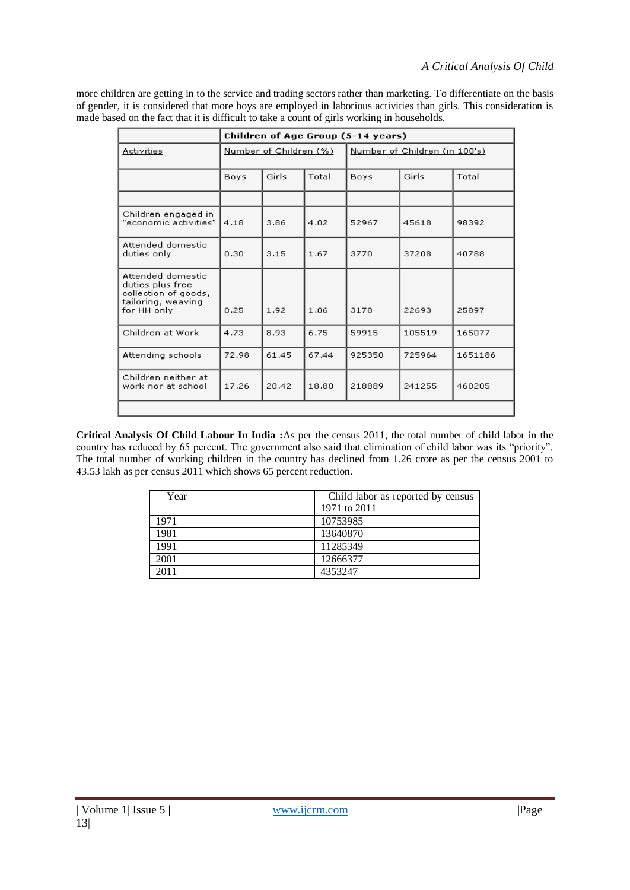more children are getting in to the service and trading sectors rather than marketing. To differentiate on the basis of gender, it is considered that more boys are employed in laborious activities than girls. This consideration is made based on the fact that it is difficult to take a count of girls working in households.

| | Children of Age Group (5-14 years) | | | | | |
|---|---|---|---|---|---|---|
| Activities | Number of Children (%) | | | Number of Children (in 100's) | | |
| | Boys | Girls | Total | Boys | Girls | Total |
| | | | | | | |
| Children engaged in "economic activities" | 4.18 | 3.86 | 4.02 | 52967 | 45618 | 98392 |
| Attended domestic duties only | 0.30 | 3.15 | 1.67 | 3770 | 37208 | 40788 |
| Attended domestic duties plus free collection of goods, tailoring, weaving for HH only | 0.25 | 1.92 | 1.06 | 3178 | 22693 | 25897 |
| Children at Work | 4.73 | 8.93 | 6.75 | 59915 | 105519 | 165077 |
| Attending schools | 72.98 | 61.45 | 67.44 | 925350 | 725964 | 1651186 |
| Children neither at work nor at school | 17.26 | 20.42 | 18.80 | 218889 | 241255 | 460205 |

**Critical Analysis Of Child Labour In India :** As per the census 2011, the total number of child labor in the country has reduced by 65 percent. The government also said that elimination of child labor was its "priority". The total number of working children in the country has declined from 1.26 crore as per the census 2001 to 43.53 lakh as per census 2011 which shows 65 percent reduction.

| Year | Child labor as reported by census 1971 to 2011 |
|---|---|
| 1971 | 10753985 |
| 1981 | 13640870 |
| 1991 | 11285349 |
| 2001 | 12666377 |
| 2011 | 4353247 |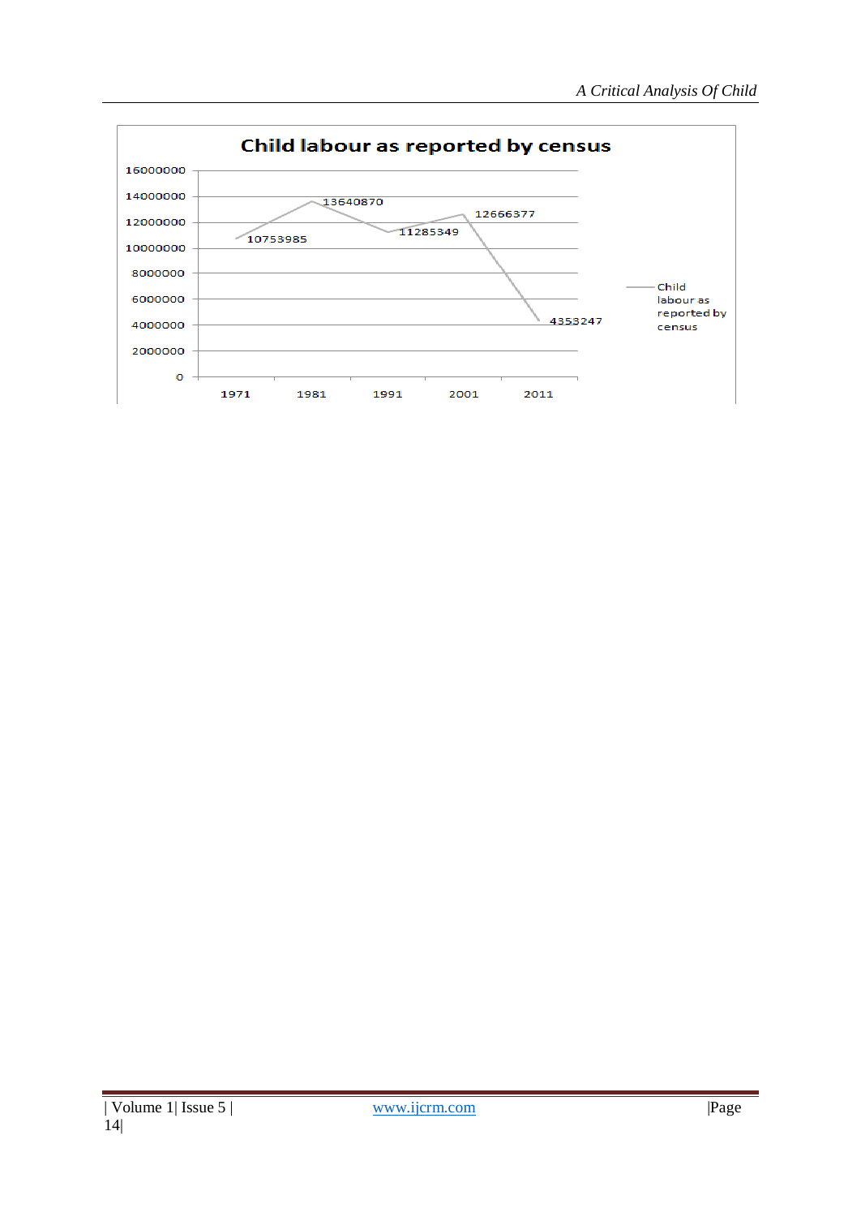Child labour as reported by census

16000000
14000000
12000000
10000000
8000000
6000000
4000000
2000000
0

1971
1981
1991
2001
2011

10753985
13640870
11285349
12666377
4353247

Child labour as reported by census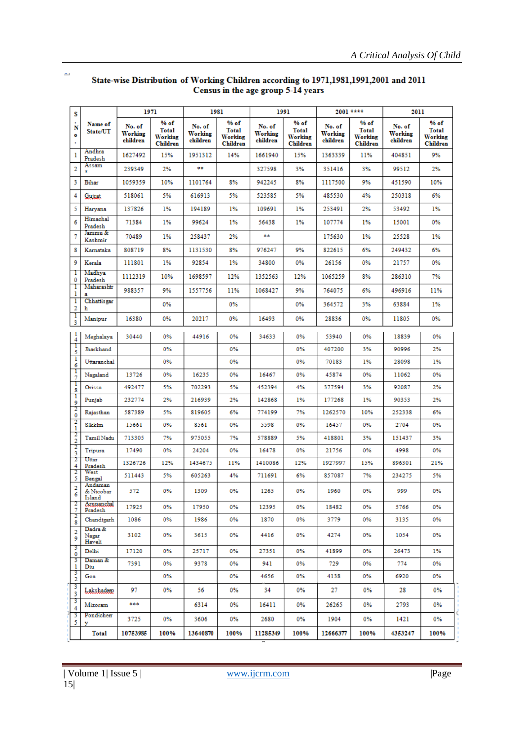**State-wise Distribution of Working Children according to 1971,1981,1991,2001 and 2011 Census in the age group 5-14 years**

| S. No. | Name of State/UT | 1971 | | 1981 | | 1991 | | 2001 **** | | 2011 | |
|---|---|---|---|---|---|---|---|---|---|---|---|
| | | No. of Working children | % of Total Working Children | No. of Working children | % of Total Working Children | No. of Working children | % of Total Working Children | No. of Working children | % of Total Working Children | No. of Working children | % of Total Working Children |
| 1 | Andhra Pradesh | 1627492 | 15% | 1951312 | 14% | 1661940 | 15% | 1363339 | 11% | 404851 | 9% |
| 2 | Assam * | 239349 | 2% | ** | | 327598 | 3% | 351416 | 3% | 99512 | 2% |
| 3 | Bihar | 1059359 | 10% | 1101764 | 8% | 942245 | 8% | 1117500 | 9% | 451590 | 10% |
| 4 | Gujrat | 518061 | 5% | 616913 | 5% | 523585 | 5% | 485530 | 4% | 250318 | 6% |
| 5 | Haryana | 137826 | 1% | 194189 | 1% | 109691 | 1% | 253491 | 2% | 53492 | 1% |
| 6 | Himachal Pradesh | 71384 | 1% | 99624 | 1% | 56438 | 1% | 107774 | 1% | 15001 | 0% |
| 7 | Jammu & Kashmir | 70489 | 1% | 258437 | 2% | ** | | 175630 | 1% | 25528 | 1% |
| 8 | Karnataka | 808719 | 8% | 1131530 | 8% | 976247 | 9% | 822615 | 6% | 249432 | 6% |
| 9 | Kerala | 111801 | 1% | 92854 | 1% | 34800 | 0% | 26156 | 0% | 21757 | 0% |
| 10 | Madhya Pradesh | 1112319 | 10% | 1698597 | 12% | 1352563 | 12% | 1065259 | 8% | 286310 | 7% |
| 11 | Maharashtra | 988357 | 9% | 1557756 | 11% | 1068427 | 9% | 764075 | 6% | 496916 | 11% |
| 12 | Chhattisgarh | | 0% | | 0% | | 0% | 364572 | 3% | 63884 | 1% |
| 13 | Manipur | 16380 | 0% | 20217 | 0% | 16493 | 0% | 28836 | 0% | 11805 | 0% |
| 14 | Meghalaya | 30440 | 0% | 44916 | 0% | 34633 | 0% | 53940 | 0% | 18839 | 0% |
| 15 | Jharkhand | | 0% | | 0% | | 0% | 407200 | 3% | 90996 | 2% |
| 16 | Uttaranchal | | 0% | | 0% | | 0% | 70183 | 1% | 28098 | 1% |
| 17 | Nagaland | 13726 | 0% | 16235 | 0% | 16467 | 0% | 45874 | 0% | 11062 | 0% |
| 18 | Orissa | 492477 | 5% | 702293 | 5% | 452394 | 4% | 377594 | 3% | 92087 | 2% |
| 19 | Punjab | 232774 | 2% | 216939 | 2% | 142868 | 1% | 177268 | 1% | 90353 | 2% |
| 20 | Rajasthan | 587389 | 5% | 819605 | 6% | 774199 | 7% | 1262570 | 10% | 252338 | 6% |
| 21 | Sikkim | 15661 | 0% | 8561 | 0% | 5598 | 0% | 16457 | 0% | 2704 | 0% |
| 22 | Tamil Nadu | 713305 | 7% | 975055 | 7% | 578889 | 5% | 418801 | 3% | 151437 | 3% |
| 23 | Tripura | 17490 | 0% | 24204 | 0% | 16478 | 0% | 21756 | 0% | 4998 | 0% |
| 24 | Uttar Pradesh | 1326726 | 12% | 1434675 | 11% | 1410086 | 12% | 1927997 | 15% | 896301 | 21% |
| 25 | West Bengal | 511443 | 5% | 605263 | 4% | 711691 | 6% | 857087 | 7% | 234275 | 5% |
| 26 | Andaman & Nicobar Island | 572 | 0% | 1309 | 0% | 1265 | 0% | 1960 | 0% | 999 | 0% |
| 27 | Arunanchal Pradesh | 17925 | 0% | 17950 | 0% | 12395 | 0% | 18482 | 0% | 5766 | 0% |
| 28 | Chandigarh | 1086 | 0% | 1986 | 0% | 1870 | 0% | 3779 | 0% | 3135 | 0% |
| 29 | Dadra & Nagar Haveli | 3102 | 0% | 3615 | 0% | 4416 | 0% | 4274 | 0% | 1054 | 0% |
| 30 | Delhi | 17120 | 0% | 25717 | 0% | 27351 | 0% | 41899 | 0% | 26473 | 1% |
| 31 | Daman & Diu | 7391 | 0% | 9378 | 0% | 941 | 0% | 729 | 0% | 774 | 0% |
| 32 | Goa | | 0% | | 0% | 4656 | 0% | 4138 | 0% | 6920 | 0% |
| 33 | Lakshadeep | 97 | 0% | 56 | 0% | 34 | 0% | 27 | 0% | 28 | 0% |
| 34 | Mizoram | *** | | 6314 | 0% | 16411 | 0% | 26265 | 0% | 2793 | 0% |
| 35 | Pondicherry | 3725 | 0% | 3606 | 0% | 2680 | 0% | 1904 | 0% | 1421 | 0% |
| | Total | 10753985 | 100% | 13640870 | 100% | 11285349 | 100% | 12666377 | 100% | 4353247 | 100% |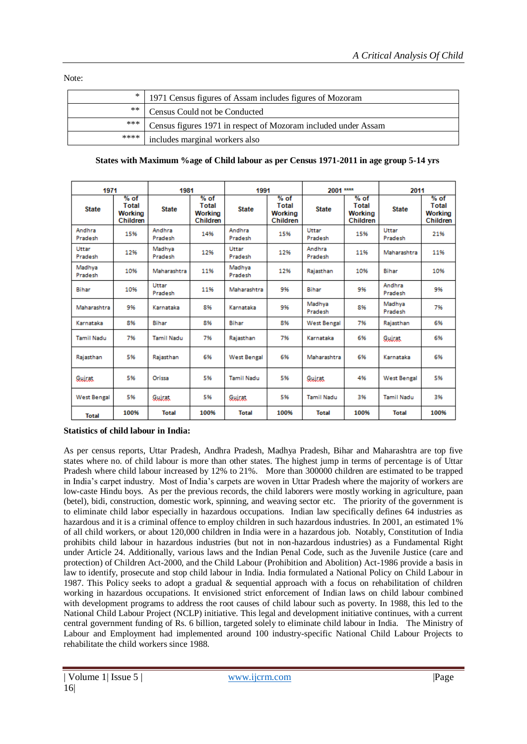Note:

| | |
|---|---|
| * | 1971 Census figures of Assam includes figures of Mozoram |
| ** | Census Could not be Conducted |
| *** | Census figures 1971 in respect of Mozoram included under Assam |
| **** | includes marginal workers also |

**States with Maximum %age of Child labour as per Census 1971-2011 in age group 5-14 yrs**

| 1971 | | 1981 | | 1991 | | 2001 **** | | 2011 | |
|---|---|---|---|---|---|---|---|---|---|
| State | % of Total Working Children | State | % of Total Working Children | State | % of Total Working Children | State | % of Total Working Children | State | % of Total Working Children |
| Andhra Pradesh | 15% | Andhra Pradesh | 14% | Andhra Pradesh | 15% | Uttar Pradesh | 15% | Uttar Pradesh | 21% |
| Uttar Pradesh | 12% | Madhya Pradesh | 12% | Uttar Pradesh | 12% | Andhra Pradesh | 11% | Maharashtra | 11% |
| Madhya Pradesh | 10% | Maharashtra | 11% | Madhya Pradesh | 12% | Rajasthan | 10% | Bihar | 10% |
| Bihar | 10% | Uttar Pradesh | 11% | Maharashtra | 9% | Bihar | 9% | Andhra Pradesh | 9% |
| Maharashtra | 9% | Karnataka | 8% | Karnataka | 9% | Madhya Pradesh | 8% | Madhya Pradesh | 7% |
| Karnataka | 8% | Bihar | 8% | Bihar | 8% | West Bengal | 7% | Rajasthan | 6% |
| Tamil Nadu | 7% | Tamil Nadu | 7% | Rajasthan | 7% | Karnataka | 6% | Gujrat | 6% |
| Rajasthan | 5% | Rajasthan | 6% | West Bengal | 6% | Maharashtra | 6% | Karnataka | 6% |
| Gujrat | 5% | Orissa | 5% | Tamil Nadu | 5% | Gujrat | 4% | West Bengal | 5% |
| West Bengal | 5% | Gujrat | 5% | Gujrat | 5% | Tamil Nadu | 3% | Tamil Nadu | 3% |
| Total | 100% | Total | 100% | Total | 100% | Total | 100% | Total | 100% |

**Statistics of child labour in India:**

As per census reports, Uttar Pradesh, Andhra Pradesh, Madhya Pradesh, Bihar and Maharashtra are top five states where no. of child labour is more than other states. The highest jump in terms of percentage is of Uttar Pradesh where child labour increased by 12% to 21%. More than 300000 children are estimated to be trapped in India's carpet industry. Most of India's carpets are woven in Uttar Pradesh where the majority of workers are low-caste Hindu boys. As per the previous records, the child laborers were mostly working in agriculture, paan (betel), bidi, construction, domestic work, spinning, and weaving sector etc. The priority of the government is to eliminate child labor especially in hazardous occupations. Indian law specifically defines 64 industries as hazardous and it is a criminal offence to employ children in such hazardous industries. In 2001, an estimated 1% of all child workers, or about 120,000 children in India were in a hazardous job. Notably, Constitution of India prohibits child labour in hazardous industries (but not in non-hazardous industries) as a Fundamental Right under Article 24. Additionally, various laws and the Indian Penal Code, such as the Juvenile Justice (care and protection) of Children Act-2000, and the Child Labour (Prohibition and Abolition) Act-1986 provide a basis in law to identify, prosecute and stop child labour in India. India formulated a National Policy on Child Labour in 1987. This Policy seeks to adopt a gradual & sequential approach with a focus on rehabilitation of children working in hazardous occupations. It envisioned strict enforcement of Indian laws on child labour combined with development programs to address the root causes of child labour such as poverty. In 1988, this led to the National Child Labour Project (NCLP) initiative. This legal and development initiative continues, with a current central government funding of Rs. 6 billion, targeted solely to eliminate child labour in India. The Ministry of Labour and Employment had implemented around 100 industry-specific National Child Labour Projects to rehabilitate the child workers since 1988.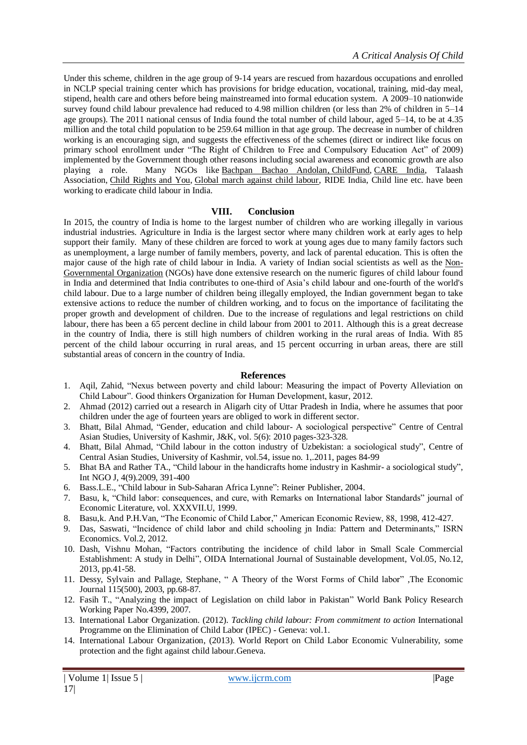Under this scheme, children in the age group of 9-14 years are rescued from hazardous occupations and enrolled in NCLP special training center which has provisions for bridge education, vocational, training, mid-day meal, stipend, health care and others before being mainstreamed into formal education system. A 2009–10 nationwide survey found child labour prevalence had reduced to 4.98 million children (or less than 2% of children in 5–14 age groups). The 2011 national census of India found the total number of child labour, aged 5–14, to be at 4.35 million and the total child population to be 259.64 million in that age group. The decrease in number of children working is an encouraging sign, and suggests the effectiveness of the schemes (direct or indirect like focus on primary school enrollment under "The Right of Children to Free and Compulsory Education Act" of 2009) implemented by the Government though other reasons including social awareness and economic growth are also playing a role. Many NGOs like Bachpan Bachao Andolan, ChildFund, CARE India, Talaash Association, Child Rights and You, Global march against child labour, RIDE India, Child line etc. have been working to eradicate child labour in India.

## VIII. Conclusion

In 2015, the country of India is home to the largest number of children who are working illegally in various industrial industries. Agriculture in India is the largest sector where many children work at early ages to help support their family. Many of these children are forced to work at young ages due to many family factors such as unemployment, a large number of family members, poverty, and lack of parental education. This is often the major cause of the high rate of child labour in India. A variety of Indian social scientists as well as the Non-Governmental Organization (NGOs) have done extensive research on the numeric figures of child labour found in India and determined that India contributes to one-third of Asia's child labour and one-fourth of the world's child labour. Due to a large number of children being illegally employed, the Indian government began to take extensive actions to reduce the number of children working, and to focus on the importance of facilitating the proper growth and development of children. Due to the increase of regulations and legal restrictions on child labour, there has been a 65 percent decline in child labour from 2001 to 2011. Although this is a great decrease in the country of India, there is still high numbers of children working in the rural areas of India. With 85 percent of the child labour occurring in rural areas, and 15 percent occurring in urban areas, there are still substantial areas of concern in the country of India.

## References

1. Aqil, Zahid, "Nexus between poverty and child labour: Measuring the impact of Poverty Alleviation on Child Labour". Good thinkers Organization for Human Development, kasur, 2012.
2. Ahmad (2012) carried out a research in Aligarh city of Uttar Pradesh in India, where he assumes that poor children under the age of fourteen years are obliged to work in different sector.
3. Bhatt, Bilal Ahmad, "Gender, education and child labour- A sociological perspective" Centre of Central Asian Studies, University of Kashmir, J&K, vol. 5(6): 2010 pages-323-328.
4. Bhatt, Bilal Ahmad, "Child labour in the cotton industry of Uzbekistan: a sociological study", Centre of Central Asian Studies, University of Kashmir, vol.54, issue no. 1,.2011, pages 84-99
5. Bhat BA and Rather TA., "Child labour in the handicrafts home industry in Kashmir- a sociological study", Int NGO J, 4(9).2009, 391-400
6. Bass.L.E., "Child labour in Sub-Saharan Africa Lynne": Reiner Publisher, 2004.
7. Basu, k, "Child labor: consequences, and cure, with Remarks on International labor Standards" journal of Economic Literature, vol. XXXVII.U, 1999.
8. Basu,k. And P.H.Van, "The Economic of Child Labor," American Economic Review, 88, 1998, 412-427.
9. Das, Saswati, "Incidence of child labor and child schooling jn India: Pattern and Determinants," ISRN Economics. Vol.2, 2012.
10. Dash, Vishnu Mohan, "Factors contributing the incidence of child labor in Small Scale Commercial Establishment: A study in Delhi", OIDA International Journal of Sustainable development, Vol.05, No.12, 2013, pp.41-58.
11. Dessy, Sylvain and Pallage, Stephane, " A Theory of the Worst Forms of Child labor" ,The Economic Journal 115(500), 2003, pp.68-87.
12. Fasih T., "Analyzing the impact of Legislation on child labor in Pakistan" World Bank Policy Research Working Paper No.4399, 2007.
13. International Labor Organization. (2012). *Tackling child labour: From commitment to action* International Programme on the Elimination of Child Labor (IPEC) - Geneva: vol.1.
14. International Labour Organization, (2013). World Report on Child Labor Economic Vulnerability, some protection and the fight against child labour.Geneva.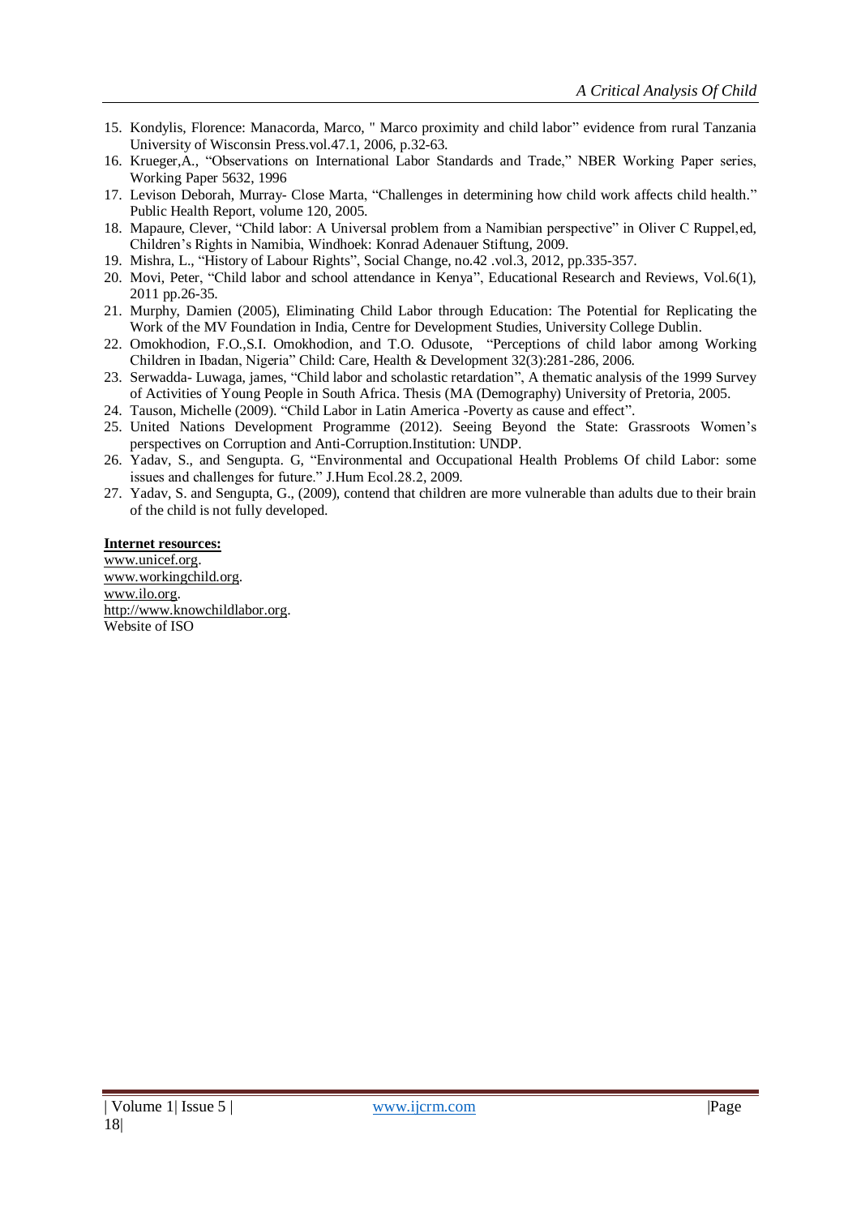15. Kondylis, Florence: Manacorda, Marco, " Marco proximity and child labor" evidence from rural Tanzania University of Wisconsin Press.vol.47.1, 2006, p.32-63.
16. Krueger,A., "Observations on International Labor Standards and Trade," NBER Working Paper series, Working Paper 5632, 1996
17. Levison Deborah, Murray- Close Marta, "Challenges in determining how child work affects child health." Public Health Report, volume 120, 2005.
18. Mapaure, Clever, "Child labor: A Universal problem from a Namibian perspective" in Oliver C Ruppel,ed, Children's Rights in Namibia, Windhoek: Konrad Adenauer Stiftung, 2009.
19. Mishra, L., "History of Labour Rights", Social Change, no.42 .vol.3, 2012, pp.335-357.
20. Movi, Peter, "Child labor and school attendance in Kenya", Educational Research and Reviews, Vol.6(1), 2011 pp.26-35.
21. Murphy, Damien (2005), Eliminating Child Labor through Education: The Potential for Replicating the Work of the MV Foundation in India, Centre for Development Studies, University College Dublin.
22. Omokhodion, F.O.,S.I. Omokhodion, and T.O. Odusote, "Perceptions of child labor among Working Children in Ibadan, Nigeria" Child: Care, Health & Development 32(3):281-286, 2006.
23. Serwadda- Luwaga, james, "Child labor and scholastic retardation", A thematic analysis of the 1999 Survey of Activities of Young People in South Africa. Thesis (MA (Demography) University of Pretoria, 2005.
24. Tauson, Michelle (2009). "Child Labor in Latin America -Poverty as cause and effect".
25. United Nations Development Programme (2012). Seeing Beyond the State: Grassroots Women's perspectives on Corruption and Anti-Corruption.Institution: UNDP.
26. Yadav, S., and Sengupta. G, "Environmental and Occupational Health Problems Of child Labor: some issues and challenges for future." J.Hum Ecol.28.2, 2009.
27. Yadav, S. and Sengupta, G., (2009), contend that children are more vulnerable than adults due to their brain of the child is not fully developed.

**Internet resources:**

www.unicef.org.
www.workingchild.org.
www.ilo.org.
http://www.knowchildlabor.org.
Website of ISO